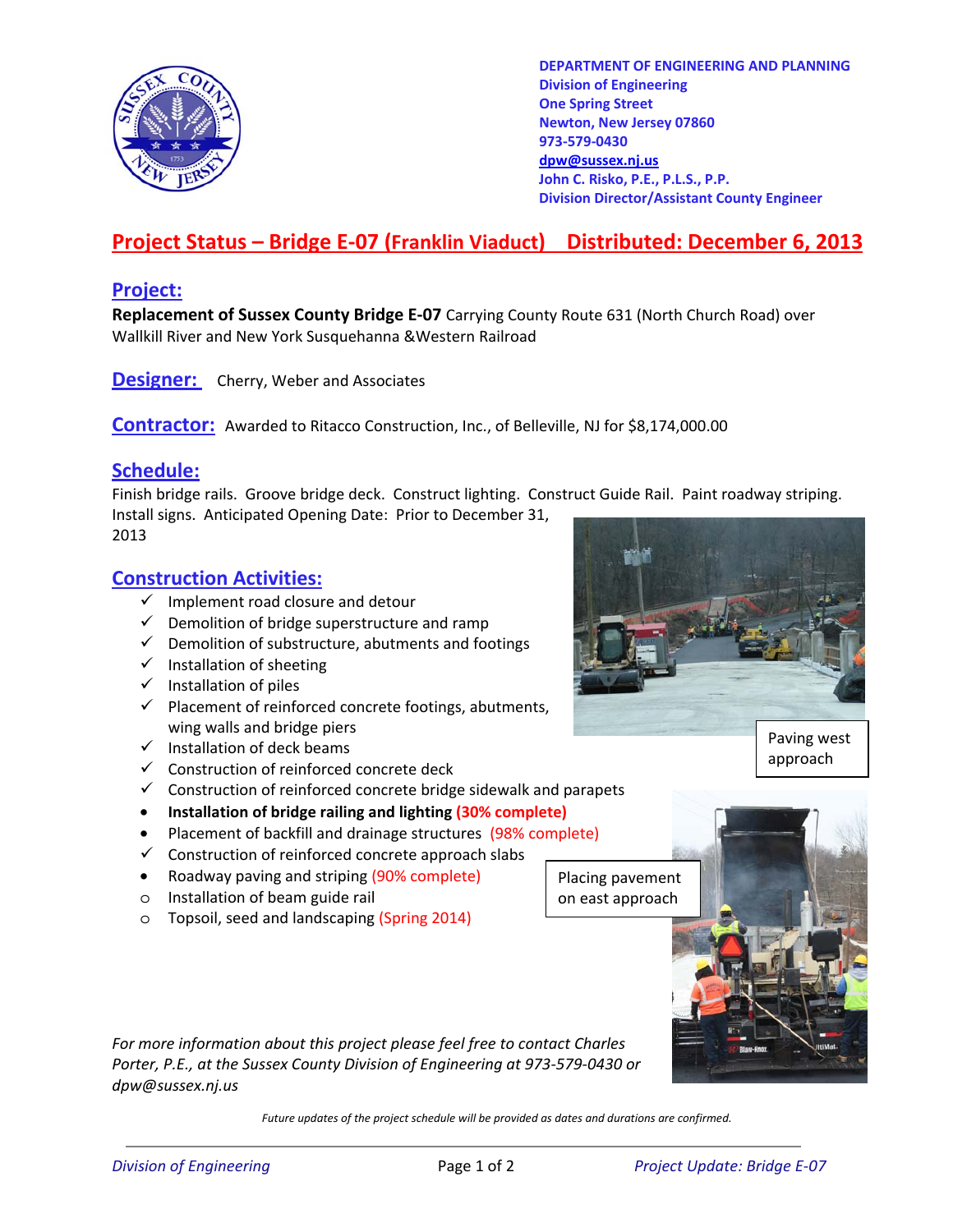DEPARTMENT OF ENGINEERING AND PLANNING
Division of Engineering
One Spring Street
Newton, New Jersey 07860
973-579-0430
dpw@sussex.nj.us
John C. Risko, P.E., P.L.S., P.P.
Division Director/Assistant County Engineer

# Project Status – Bridge E-07 (Franklin Viaduct) Distributed: December 6, 2013

## Project:

**Replacement of Sussex County Bridge E-07** Carrying County Route 631 (North Church Road) over Wallkill River and New York Susquehanna &Western Railroad

## Designer:

Cherry, Weber and Associates

## Contractor:

Awarded to Ritacco Construction, Inc., of Belleville, NJ for $8,174,000.00

## Schedule:

Finish bridge rails. Groove bridge deck. Construct lighting. Construct Guide Rail. Paint roadway striping. Install signs. Anticipated Opening Date: Prior to December 31, 2013

## Construction Activities:

- ✓ Implement road closure and detour
- ✓ Demolition of bridge superstructure and ramp
- ✓ Demolition of substructure, abutments and footings
- ✓ Installation of sheeting
- ✓ Installation of piles
- ✓ Placement of reinforced concrete footings, abutments, wing walls and bridge piers
- ✓ Installation of deck beams
- ✓ Construction of reinforced concrete deck
- ✓ Construction of reinforced concrete bridge sidewalk and parapets
- • **Installation of bridge railing and lighting (30% complete)**
- • Placement of backfill and drainage structures (98% complete)
- ✓ Construction of reinforced concrete approach slabs
- • Roadway paving and striping (90% complete)
- o Installation of beam guide rail
- o Topsoil, seed and landscaping (Spring 2014)

Paving west approach

Placing pavement on east approach

*For more information about this project please feel free to contact Charles Porter, P.E., at the Sussex County Division of Engineering at 973-579-0430 or dpw@sussex.nj.us*

*Future updates of the project schedule will be provided as dates and durations are confirmed.*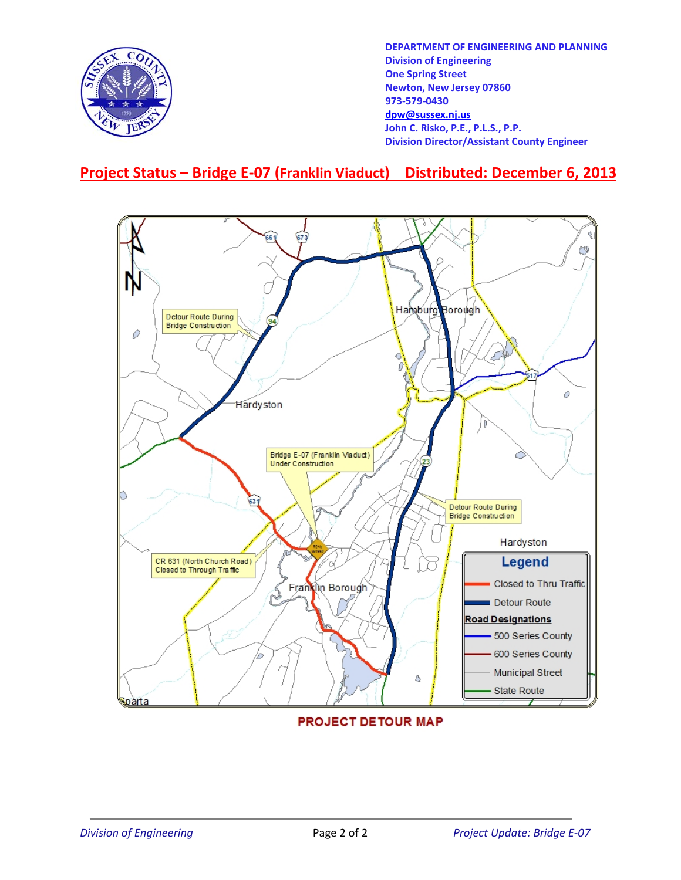DEPARTMENT OF ENGINEERING AND PLANNING
Division of Engineering
One Spring Street
Newton, New Jersey 07860
973-579-0430
dpw@sussex.nj.us
John C. Risko, P.E., P.L.S., P.P.
Division Director/Assistant County Engineer

## Project Status – Bridge E-07 (Franklin Viaduct)    Distributed: December 6, 2013

Detour Route During Bridge Construction

Hamburg Borough

Hardyston

Bridge E-07 (Franklin Viaduct) Under Construction

Detour Route During Bridge Construction

Hardyston

CR 631 (North Church Road) Closed to Through Traffic

Franklin Borough

Sparta

661
673
94
517
23
631

N

Legend
Closed to Thru Traffic
Detour Route
Road Designations
500 Series County
600 Series County
Municipal Street
State Route

PROJECT DETOUR MAP